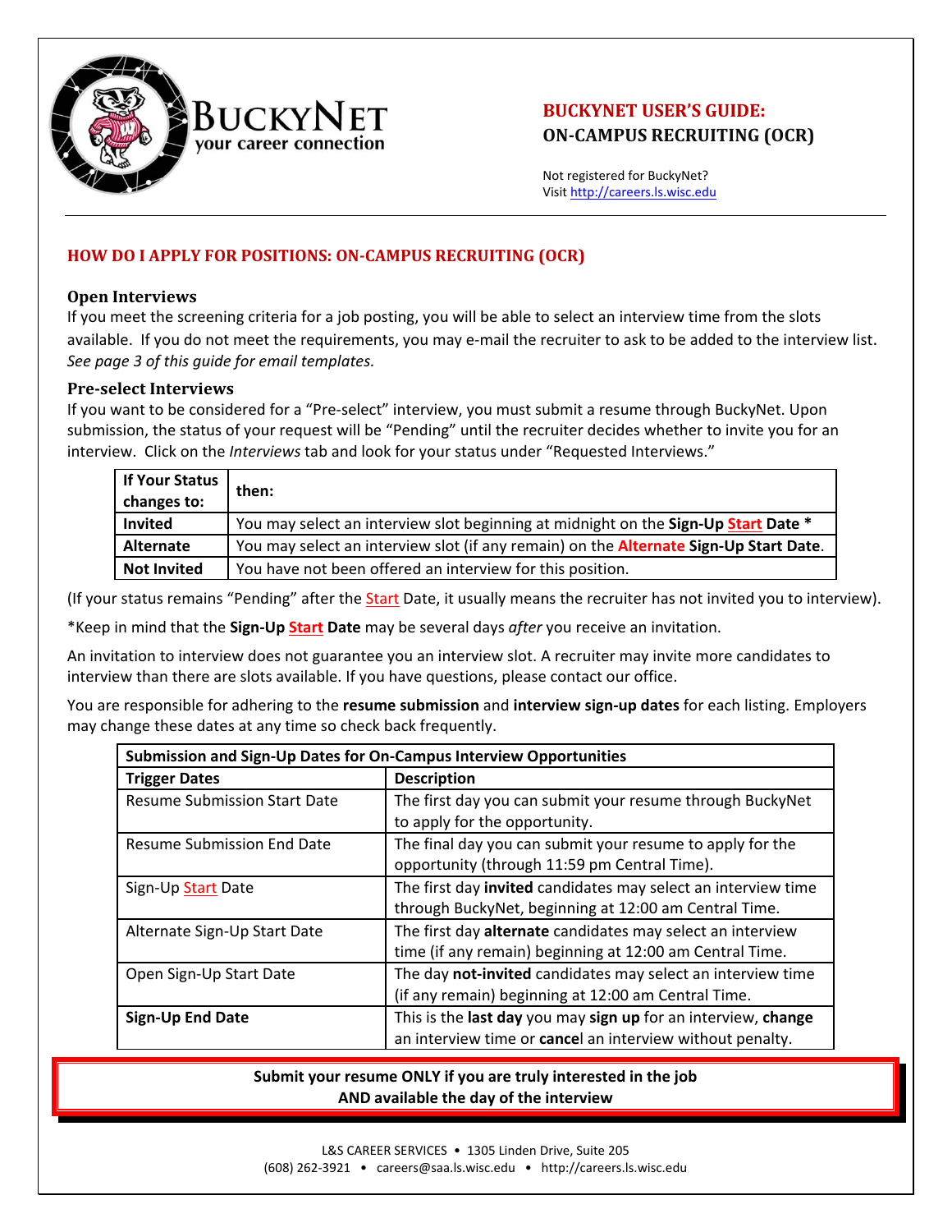BuckyNet
your career connection

# BUCKYNET USER'S GUIDE: ON-CAMPUS RECRUITING (OCR)

Not registered for BuckyNet?
Visit http://careers.ls.wisc.edu

## HOW DO I APPLY FOR POSITIONS: ON-CAMPUS RECRUITING (OCR)

### Open Interviews

If you meet the screening criteria for a job posting, you will be able to select an interview time from the slots available. If you do not meet the requirements, you may e-mail the recruiter to ask to be added to the interview list. *See page 3 of this guide for email templates.*

### Pre-select Interviews

If you want to be considered for a "Pre-select" interview, you must submit a resume through BuckyNet. Upon submission, the status of your request will be "Pending" until the recruiter decides whether to invite you for an interview. Click on the *Interviews* tab and look for your status under "Requested Interviews."

| If Your Status changes to: | then: |
|---|---|
| **Invited** | You may select an interview slot beginning at midnight on the **Sign-Up Start Date** * |
| **Alternate** | You may select an interview slot (if any remain) on the **Alternate Sign-Up Start Date**. |
| **Not Invited** | You have not been offered an interview for this position. |

(If your status remains "Pending" after the Start Date, it usually means the recruiter has not invited you to interview).

*Keep in mind that the **Sign-Up Start Date** may be several days *after* you receive an invitation.

An invitation to interview does not guarantee you an interview slot. A recruiter may invite more candidates to interview than there are slots available. If you have questions, please contact our office.

You are responsible for adhering to the **resume submission** and **interview sign-up dates** for each listing. Employers may change these dates at any time so check back frequently.

| Submission and Sign-Up Dates for On-Campus Interview Opportunities | |
|---|---|
| **Trigger Dates** | **Description** |
| Resume Submission Start Date | The first day you can submit your resume through BuckyNet to apply for the opportunity. |
| Resume Submission End Date | The final day you can submit your resume to apply for the opportunity (through 11:59 pm Central Time). |
| Sign-Up Start Date | The first day **invited** candidates may select an interview time through BuckyNet, beginning at 12:00 am Central Time. |
| Alternate Sign-Up Start Date | The first day **alternate** candidates may select an interview time (if any remain) beginning at 12:00 am Central Time. |
| Open Sign-Up Start Date | The day **not-invited** candidates may select an interview time (if any remain) beginning at 12:00 am Central Time. |
| **Sign-Up End Date** | This is the **last day** you may **sign up** for an interview, **change** an interview time or **cancel** an interview without penalty. |

**Submit your resume ONLY if you are truly interested in the job AND available the day of the interview**

L&S CAREER SERVICES • 1305 Linden Drive, Suite 205
(608) 262-3921 • careers@saa.ls.wisc.edu • http://careers.ls.wisc.edu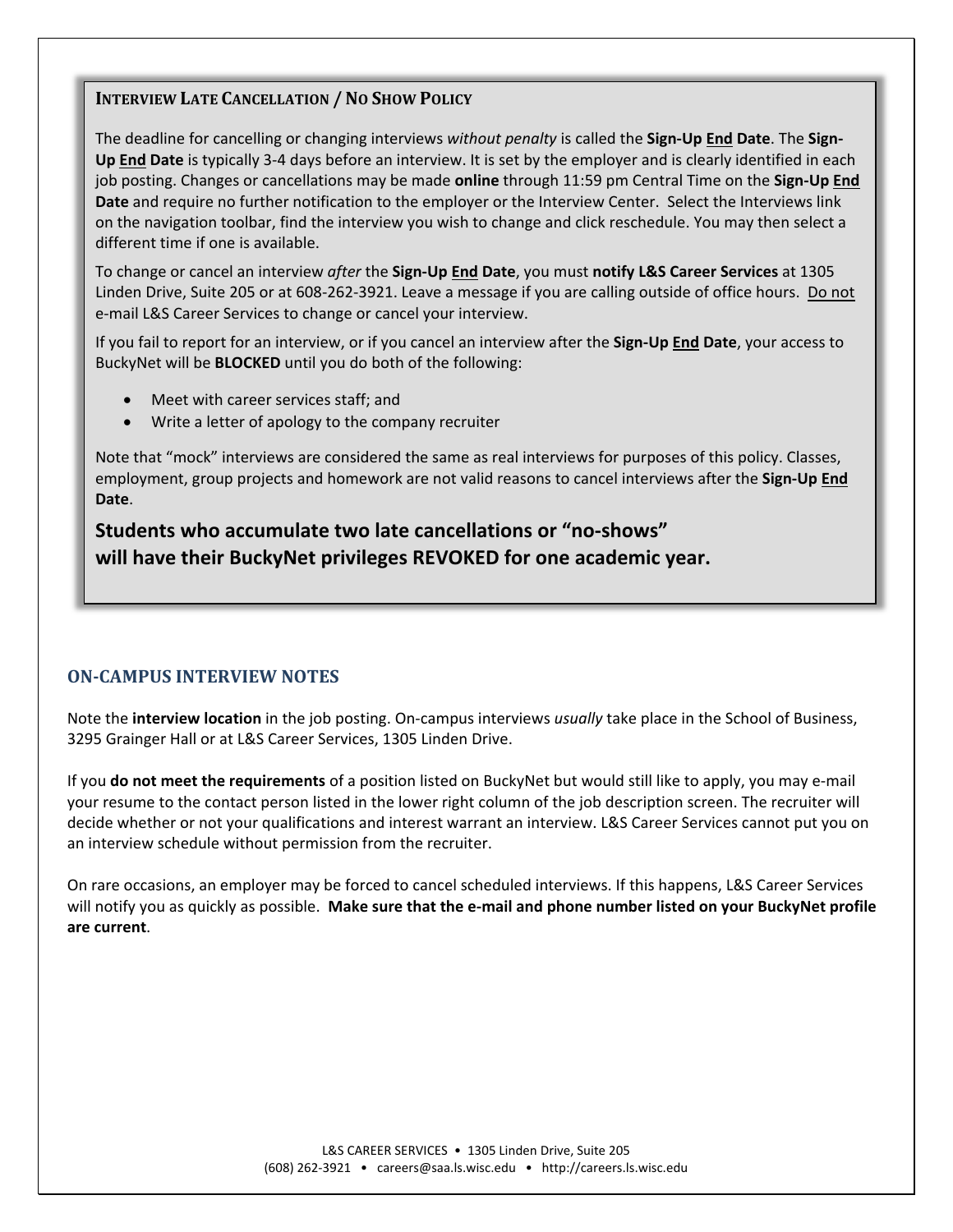## Interview Late Cancellation / No Show Policy

The deadline for cancelling or changing interviews *without penalty* is called the **Sign-Up End Date**. The **Sign-Up End Date** is typically 3-4 days before an interview. It is set by the employer and is clearly identified in each job posting. Changes or cancellations may be made **online** through 11:59 pm Central Time on the **Sign-Up End Date** and require no further notification to the employer or the Interview Center. Select the Interviews link on the navigation toolbar, find the interview you wish to change and click reschedule. You may then select a different time if one is available.

To change or cancel an interview *after* the **Sign-Up End Date**, you must **notify L&S Career Services** at 1305 Linden Drive, Suite 205 or at 608-262-3921. Leave a message if you are calling outside of office hours. Do not e-mail L&S Career Services to change or cancel your interview.

If you fail to report for an interview, or if you cancel an interview after the **Sign-Up End Date**, your access to BuckyNet will be **BLOCKED** until you do both of the following:

- Meet with career services staff; and
- Write a letter of apology to the company recruiter

Note that "mock" interviews are considered the same as real interviews for purposes of this policy. Classes, employment, group projects and homework are not valid reasons to cancel interviews after the **Sign-Up End Date**.

**Students who accumulate two late cancellations or "no-shows" will have their BuckyNet privileges REVOKED for one academic year.**

## ON-CAMPUS INTERVIEW NOTES

Note the **interview location** in the job posting. On-campus interviews *usually* take place in the School of Business, 3295 Grainger Hall or at L&S Career Services, 1305 Linden Drive.

If you **do not meet the requirements** of a position listed on BuckyNet but would still like to apply, you may e-mail your resume to the contact person listed in the lower right column of the job description screen. The recruiter will decide whether or not your qualifications and interest warrant an interview. L&S Career Services cannot put you on an interview schedule without permission from the recruiter.

On rare occasions, an employer may be forced to cancel scheduled interviews. If this happens, L&S Career Services will notify you as quickly as possible. **Make sure that the e-mail and phone number listed on your BuckyNet profile are current**.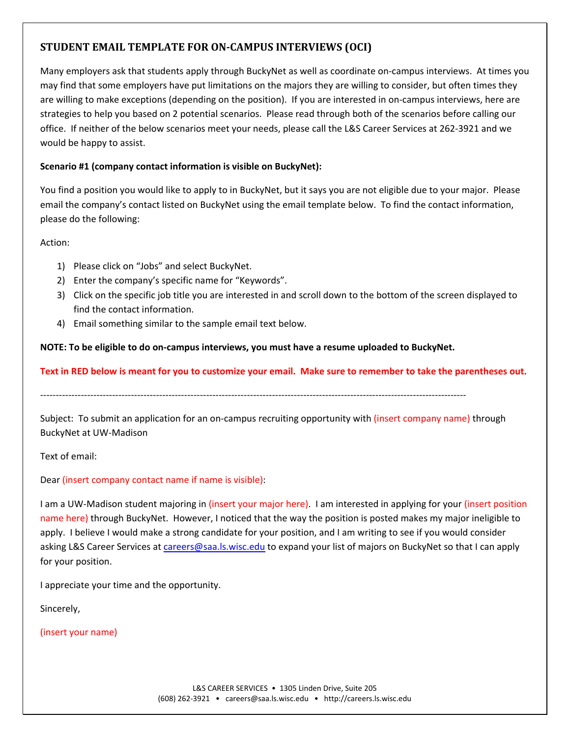## STUDENT EMAIL TEMPLATE FOR ON-CAMPUS INTERVIEWS (OCI)

Many employers ask that students apply through BuckyNet as well as coordinate on-campus interviews. At times you may find that some employers have put limitations on the majors they are willing to consider, but often times they are willing to make exceptions (depending on the position). If you are interested in on-campus interviews, here are strategies to help you based on 2 potential scenarios. Please read through both of the scenarios before calling our office. If neither of the below scenarios meet your needs, please call the L&S Career Services at 262-3921 and we would be happy to assist.

**Scenario #1 (company contact information is visible on BuckyNet):**

You find a position you would like to apply to in BuckyNet, but it says you are not eligible due to your major. Please email the company's contact listed on BuckyNet using the email template below. To find the contact information, please do the following:

Action:

1) Please click on "Jobs" and select BuckyNet.
2) Enter the company's specific name for "Keywords".
3) Click on the specific job title you are interested in and scroll down to the bottom of the screen displayed to find the contact information.
4) Email something similar to the sample email text below.

**NOTE: To be eligible to do on-campus interviews, you must have a resume uploaded to BuckyNet.**

**Text in RED below is meant for you to customize your email. Make sure to remember to take the parentheses out.**

------------------------------------------------------------------------------------------------------------------------------------

Subject: To submit an application for an on-campus recruiting opportunity with (insert company name) through BuckyNet at UW-Madison

Text of email:

Dear (insert company contact name if name is visible):

I am a UW-Madison student majoring in (insert your major here). I am interested in applying for your (insert position name here) through BuckyNet. However, I noticed that the way the position is posted makes my major ineligible to apply. I believe I would make a strong candidate for your position, and I am writing to see if you would consider asking L&S Career Services at careers@saa.ls.wisc.edu to expand your list of majors on BuckyNet so that I can apply for your position.

I appreciate your time and the opportunity.

Sincerely,

(insert your name)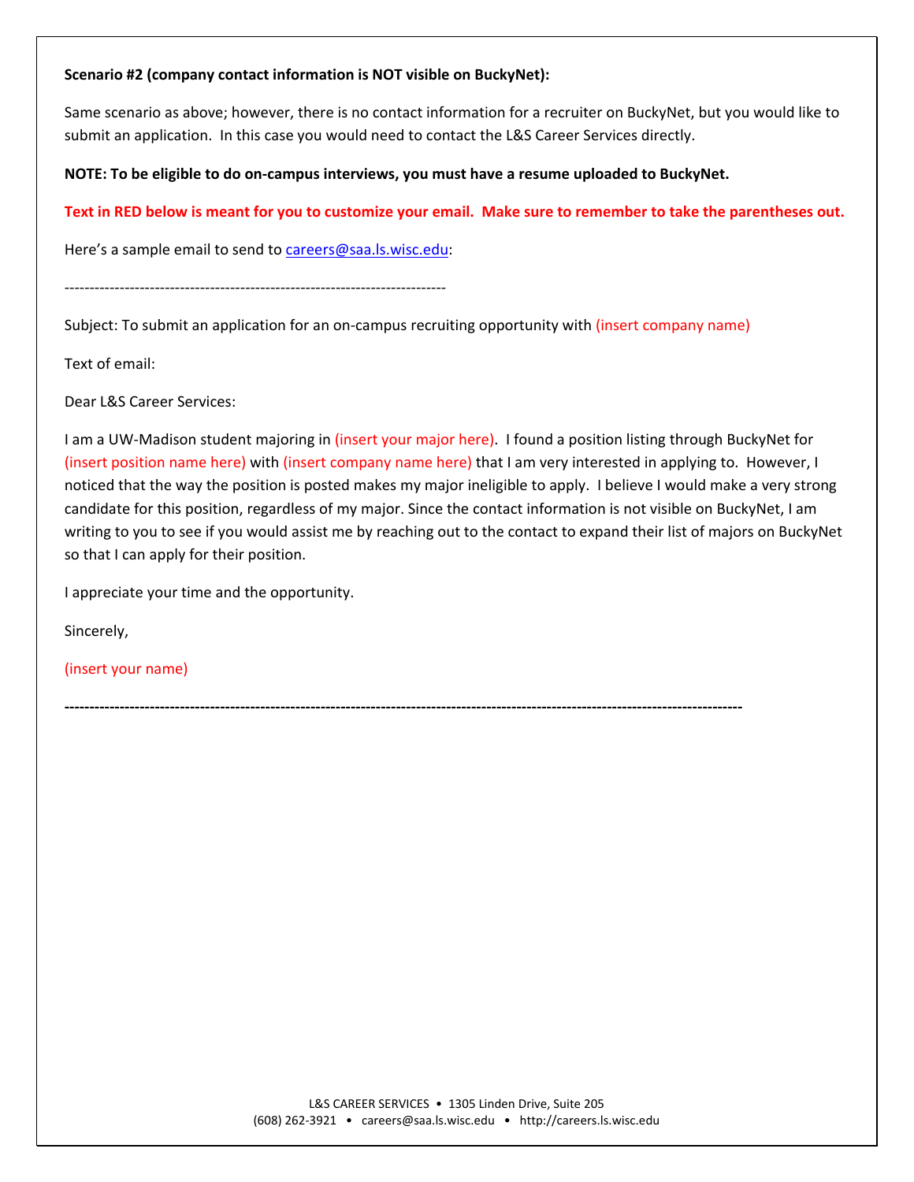**Scenario #2 (company contact information is NOT visible on BuckyNet):**

Same scenario as above; however, there is no contact information for a recruiter on BuckyNet, but you would like to submit an application. In this case you would need to contact the L&S Career Services directly.

**NOTE: To be eligible to do on-campus interviews, you must have a resume uploaded to BuckyNet.**

**Text in RED below is meant for you to customize your email. Make sure to remember to take the parentheses out.**

Here's a sample email to send to careers@saa.ls.wisc.edu:

---------------------------------------------------------------------------

Subject: To submit an application for an on-campus recruiting opportunity with (insert company name)

Text of email:

Dear L&S Career Services:

I am a UW-Madison student majoring in (insert your major here). I found a position listing through BuckyNet for (insert position name here) with (insert company name here) that I am very interested in applying to. However, I noticed that the way the position is posted makes my major ineligible to apply. I believe I would make a very strong candidate for this position, regardless of my major. Since the contact information is not visible on BuckyNet, I am writing to you to see if you would assist me by reaching out to the contact to expand their list of majors on BuckyNet so that I can apply for their position.

I appreciate your time and the opportunity.

Sincerely,

(insert your name)

---------------------------------------------------------------------------

L&S CAREER SERVICES • 1305 Linden Drive, Suite 205
(608) 262-3921 • careers@saa.ls.wisc.edu • http://careers.ls.wisc.edu